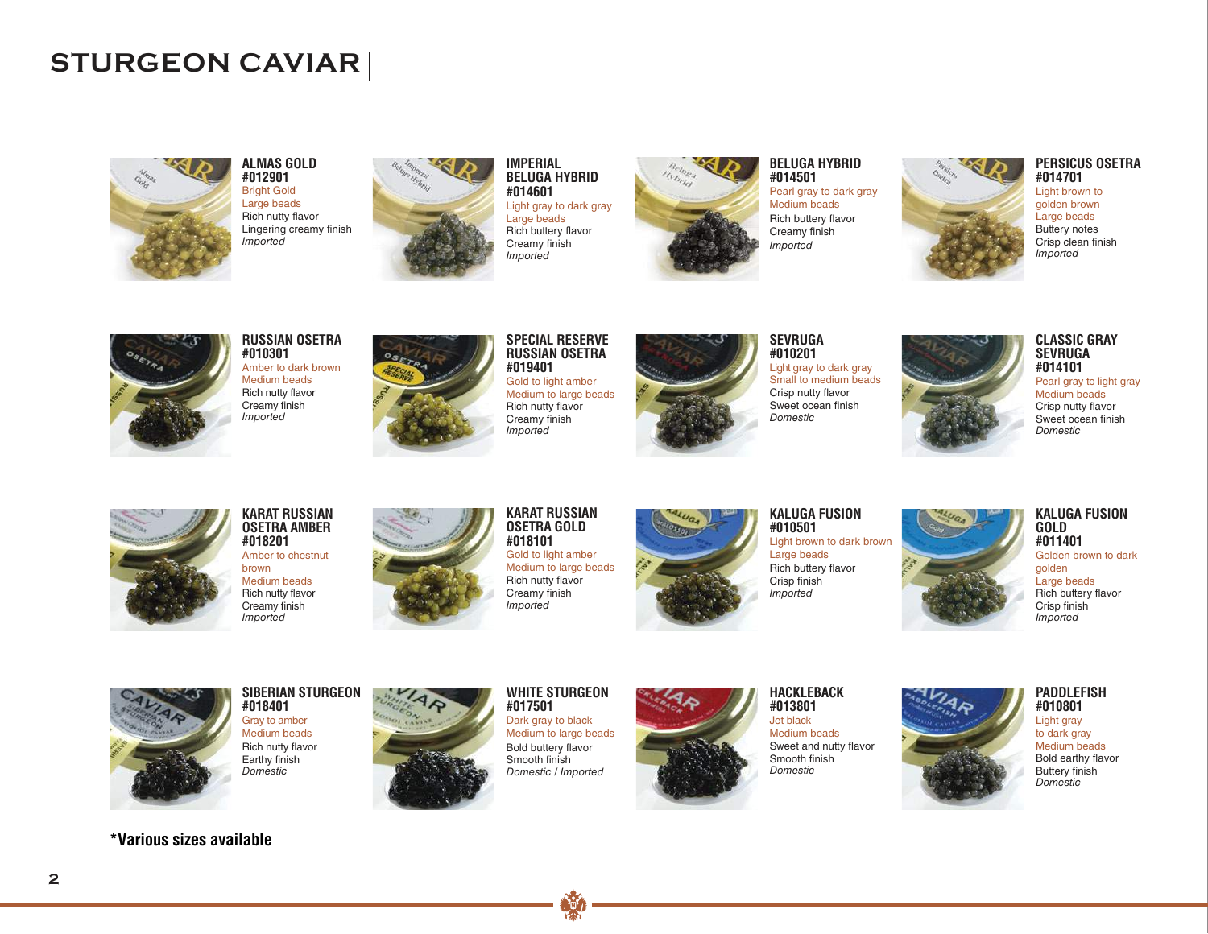# STURGEON CAVIAR

### ALMAS GOLD
**#012901**
Bright Gold
Large beads
Rich nutty flavor
Lingering creamy finish
*Imported*

### IMPERIAL BELUGA HYBRID
**#014601**
Light gray to dark gray
Large beads
Rich buttery flavor
Creamy finish
*Imported*

### BELUGA HYBRID
**#014501**
Pearl gray to dark gray
Medium beads
Rich buttery flavor
Creamy finish
*Imported*

### PERSICUS OSETRA
**#014701**
Light brown to golden brown
Large beads
Buttery notes
Crisp clean finish
*Imported*

### RUSSIAN OSETRA
**#010301**
Amber to dark brown
Medium beads
Rich nutty flavor
Creamy finish
*Imported*

### SPECIAL RESERVE RUSSIAN OSETRA
**#019401**
Gold to light amber
Medium to large beads
Rich nutty flavor
Creamy finish
*Imported*

### SEVRUGA
**#010201**
Light gray to dark gray
Small to medium beads
Crisp nutty flavor
Sweet ocean finish
*Domestic*

### CLASSIC GRAY SEVRUGA
**#014101**
Pearl gray to light gray
Medium beads
Crisp nutty flavor
Sweet ocean finish
*Domestic*

### KARAT RUSSIAN OSETRA AMBER
**#018201**
Amber to chestnut brown
Medium beads
Rich nutty flavor
Creamy finish
*Imported*

### KARAT RUSSIAN OSETRA GOLD
**#018101**
Gold to light amber
Medium to large beads
Rich nutty flavor
Creamy finish
*Imported*

### KALUGA FUSION
**#010501**
Light brown to dark brown
Large beads
Rich buttery flavor
Crisp finish
*Imported*

### KALUGA FUSION GOLD
**#011401**
Golden brown to dark golden
Large beads
Rich buttery flavor
Crisp finish
*Imported*

### SIBERIAN STURGEON
**#018401**
Gray to amber
Medium beads
Rich nutty flavor
Earthy finish
*Domestic*

### WHITE STURGEON
**#017501**
Dark gray to black
Medium to large beads
Bold buttery flavor
Smooth finish
*Domestic / Imported*

### HACKLEBACK
**#013801**
Jet black
Medium beads
Sweet and nutty flavor
Smooth finish
*Domestic*

### PADDLEFISH
**#010801**
Light gray to dark gray
Medium beads
Bold earthy flavor
Buttery finish
*Domestic*

**\*Various sizes available**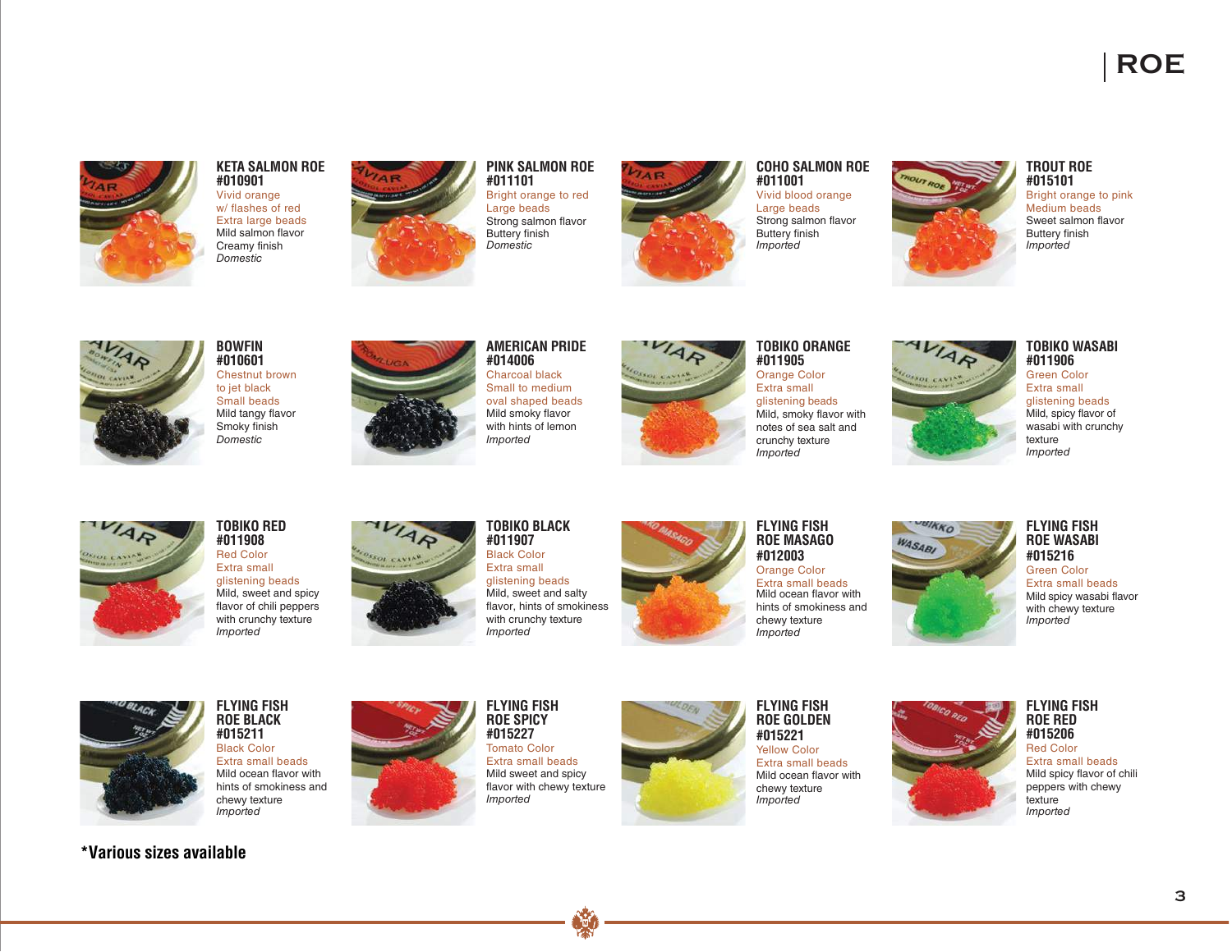# ROE

### KETA SALMON ROE #010901

Vivid orange
w/ flashes of red
Extra large beads
Mild salmon flavor
Creamy finish
*Domestic*

### PINK SALMON ROE #011101

Bright orange to red
Large beads
Strong salmon flavor
Buttery finish
*Domestic*

### COHO SALMON ROE #011001

Vivid blood orange
Large beads
Strong salmon flavor
Buttery finish
*Imported*

### TROUT ROE #015101

Bright orange to pink
Medium beads
Sweet salmon flavor
Buttery finish
*Imported*

### BOWFIN #010601

Chestnut brown
to jet black
Small beads
Mild tangy flavor
Smoky finish
*Domestic*

### AMERICAN PRIDE #014006

Charcoal black
Small to medium
oval shaped beads
Mild smoky flavor
with hints of lemon
*Imported*

### TOBIKO ORANGE #011905

Orange Color
Extra small
glistening beads
Mild, smoky flavor with
notes of sea salt and
crunchy texture
*Imported*

### TOBIKO WASABI #011906

Green Color
Extra small
glistening beads
Mild, spicy flavor of
wasabi with crunchy
texture
*Imported*

### TOBIKO RED #011908

Red Color
Extra small
glistening beads
Mild, sweet and spicy
flavor of chili peppers
with crunchy texture
*Imported*

### TOBIKO BLACK #011907

Black Color
Extra small
glistening beads
Mild, sweet and salty
flavor, hints of smokiness
with crunchy texture
*Imported*

### FLYING FISH ROE MASAGO #012003

Orange Color
Extra small beads
Mild ocean flavor with
hints of smokiness and
chewy texture
*Imported*

### FLYING FISH ROE WASABI #015216

Green Color
Extra small beads
Mild spicy wasabi flavor
with chewy texture
*Imported*

### FLYING FISH ROE BLACK #015211

Black Color
Extra small beads
Mild ocean flavor with
hints of smokiness and
chewy texture
*Imported*

### FLYING FISH ROE SPICY #015227

Tomato Color
Extra small beads
Mild sweet and spicy
flavor with chewy texture
*Imported*

### FLYING FISH ROE GOLDEN #015221

Yellow Color
Extra small beads
Mild ocean flavor with
chewy texture
*Imported*

### FLYING FISH ROE RED #015206

Red Color
Extra small beads
Mild spicy flavor of chili
peppers with chewy
texture
*Imported*

**\*Various sizes available**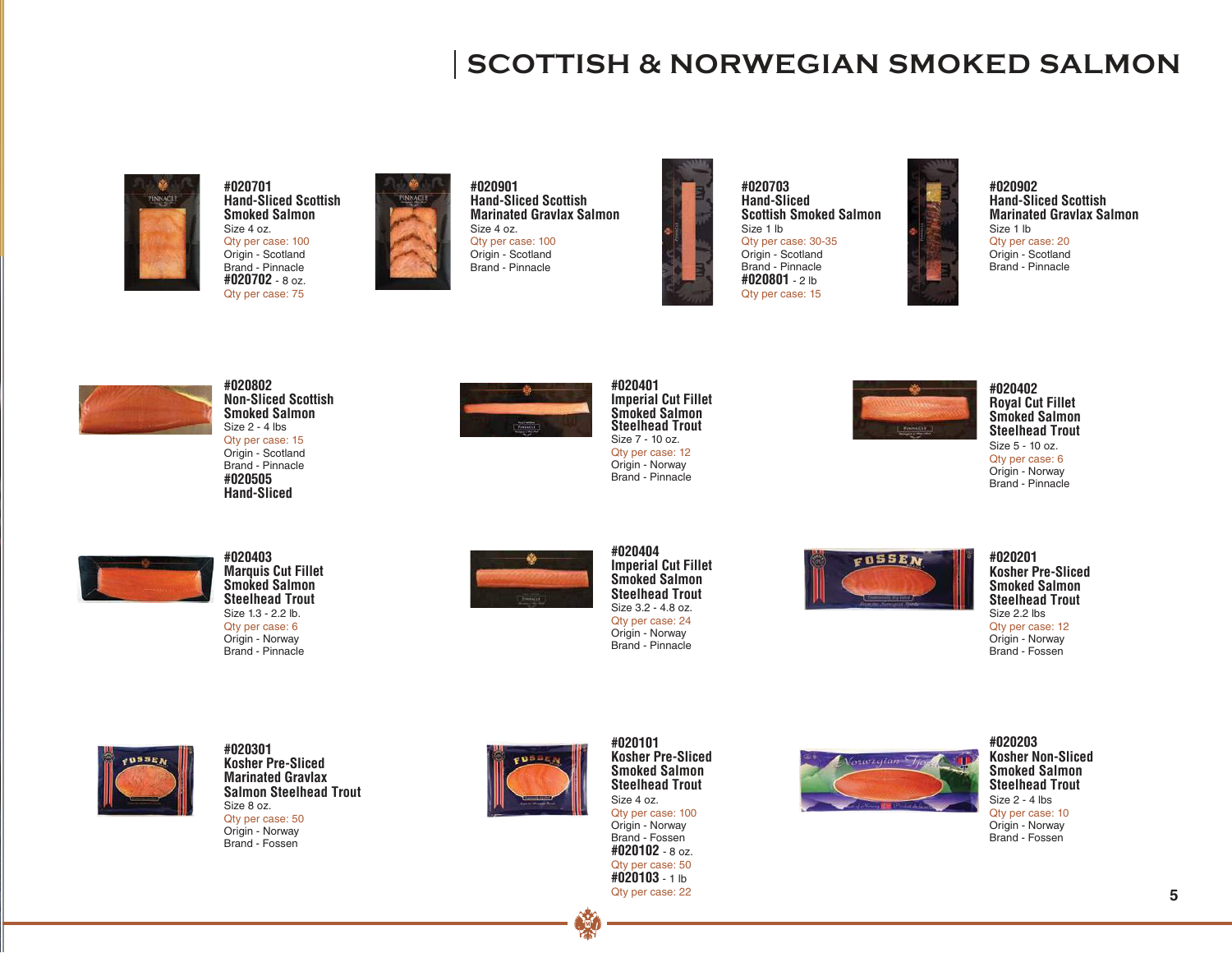# SCOTTISH & NORWEGIAN SMOKED SALMON

**#020701**
**Hand-Sliced Scottish Smoked Salmon**
Size 4 oz.
Qty per case: 100
Origin - Scotland
Brand - Pinnacle
**#020702** - 8 oz.
Qty per case: 75

**#020901**
**Hand-Sliced Scottish Marinated Gravlax Salmon**
Size 4 oz.
Qty per case: 100
Origin - Scotland
Brand - Pinnacle

**#020703**
**Hand-Sliced Scottish Smoked Salmon**
Size 1 lb
Qty per case: 30-35
Origin - Scotland
Brand - Pinnacle
**#020801** - 2 lb
Qty per case: 15

**#020902**
**Hand-Sliced Scottish Marinated Gravlax Salmon**
Size 1 lb
Qty per case: 20
Origin - Scotland
Brand - Pinnacle

**#020802**
**Non-Sliced Scottish Smoked Salmon**
Size 2 - 4 lbs
Qty per case: 15
Origin - Scotland
Brand - Pinnacle
**#020505**
**Hand-Sliced**

**#020401**
**Imperial Cut Fillet Smoked Salmon Steelhead Trout**
Size 7 - 10 oz.
Qty per case: 12
Origin - Norway
Brand - Pinnacle

**#020402**
**Royal Cut Fillet Smoked Salmon Steelhead Trout**
Size 5 - 10 oz.
Qty per case: 6
Origin - Norway
Brand - Pinnacle

**#020403**
**Marquis Cut Fillet Smoked Salmon Steelhead Trout**
Size 1.3 - 2.2 lb.
Qty per case: 6
Origin - Norway
Brand - Pinnacle

**#020404**
**Imperial Cut Fillet Smoked Salmon Steelhead Trout**
Size 3.2 - 4.8 oz.
Qty per case: 24
Origin - Norway
Brand - Pinnacle

**#020201**
**Kosher Pre-Sliced Smoked Salmon Steelhead Trout**
Size 2.2 lbs
Qty per case: 12
Origin - Norway
Brand - Fossen

**#020301**
**Kosher Pre-Sliced Marinated Gravlax Salmon Steelhead Trout**
Size 8 oz.
Qty per case: 50
Origin - Norway
Brand - Fossen

**#020101**
**Kosher Pre-Sliced Smoked Salmon Steelhead Trout**
Size 4 oz.
Qty per case: 100
Origin - Norway
Brand - Fossen
**#020102** - 8 oz.
Qty per case: 50
**#020103** - 1 lb
Qty per case: 22

**#020203**
**Kosher Non-Sliced Smoked Salmon Steelhead Trout**
Size 2 - 4 lbs
Qty per case: 10
Origin - Norway
Brand - Fossen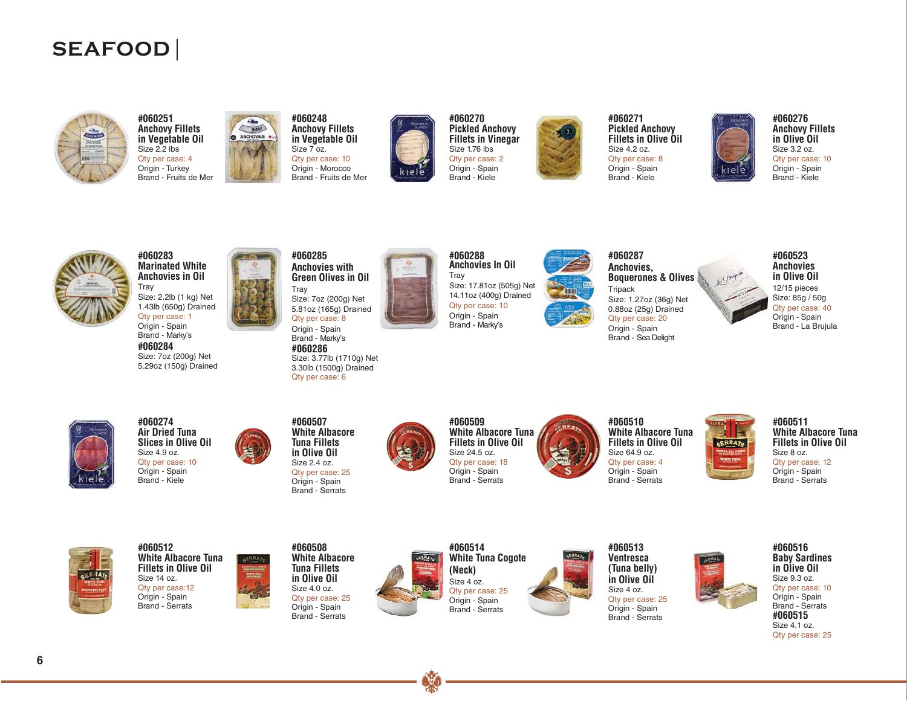# SEAFOOD

**#060251**
**Anchovy Fillets in Vegetable Oil**
Size 2.2 lbs
Qty per case: 4
Origin - Turkey
Brand - Fruits de Mer

**#060248**
**Anchovy Fillets in Vegetable Oil**
Size 7 oz.
Qty per case: 10
Origin - Morocco
Brand - Fruits de Mer

**#060270**
**Pickled Anchovy Fillets in Vinegar**
Size 1.76 lbs
Qty per case: 2
Origin - Spain
Brand - Kiele

**#060271**
**Pickled Anchovy Fillets in Olive Oil**
Size 4.2 oz.
Qty per case: 8
Origin - Spain
Brand - Kiele

**#060276**
**Anchovy Fillets in Olive Oil**
Size 3.2 oz.
Qty per case: 10
Origin - Spain
Brand - Kiele

**#060283**
**Marinated White Anchovies in Oil**
Tray
Size: 2.2lb (1 kg) Net
1.43lb (650g) Drained
Qty per case: 1
Origin - Spain
Brand - Marky's
**#060284**
Size: 7oz (200g) Net
5.29oz (150g) Drained

**#060285**
**Anchovies with Green Olives in Oil**
Tray
Size: 7oz (200g) Net
5.81oz (165g) Drained
Qty per case: 8
Origin - Spain
Brand - Marky's
**#060286**
Size: 3.77lb (1710g) Net
3.30lb (1500g) Drained
Qty per case: 6

**#060288**
**Anchovies In Oil**
Tray
Size: 17.81oz (505g) Net
14.11oz (400g) Drained
Qty per case: 10
Origin - Spain
Brand - Marky's

**#060287**
**Anchovies, Boquerones & Olives**
Tripack
Size: 1.27oz (36g) Net
0.88oz (25g) Drained
Qty per case: 20
Origin - Spain
Brand - Sea Delight

**#060523**
**Anchovies in Olive Oil**
12/15 pieces
Size: 85g / 50g
Qty per case: 40
Origin - Spain
Brand - La Brujula

**#060274**
**Air Dried Tuna Slices in Olive Oil**
Size 4.9 oz.
Qty per case: 10
Origin - Spain
Brand - Kiele

**#060507**
**White Albacore Tuna Fillets in Olive Oil**
Size 2.4 oz.
Qty per case: 25
Origin - Spain
Brand - Serrats

**#060509**
**White Albacore Tuna Fillets in Olive Oil**
Size 24.5 oz.
Qty per case: 18
Origin - Spain
Brand - Serrats

**#060510**
**White Albacore Tuna Fillets in Olive Oil**
Size 64.9 oz.
Qty per case: 4
Origin - Spain
Brand - Serrats

**#060511**
**White Albacore Tuna Fillets in Olive Oil**
Size 8 oz.
Qty per case: 12
Origin - Spain
Brand - Serrats

**#060512**
**White Albacore Tuna Fillets in Olive Oil**
Size 14 oz.
Qty per case:12
Origin - Spain
Brand - Serrats

**#060508**
**White Albacore Tuna Fillets in Olive Oil**
Size 4.0 oz.
Qty per case: 25
Origin - Spain
Brand - Serrats

**#060514**
**White Tuna Cogote (Neck)**
Size 4 oz.
Qty per case: 25
Origin - Spain
Brand - Serrats

**#060513**
**Ventresca (Tuna belly) in Olive Oil**
Size 4 oz.
Qty per case: 25
Origin - Spain
Brand - Serrats

**#060516**
**Baby Sardines in Olive Oil**
Size 9.3 oz.
Qty per case: 10
Origin - Spain
Brand - Serrats
**#060515**
Size 4.1 oz.
Qty per case: 25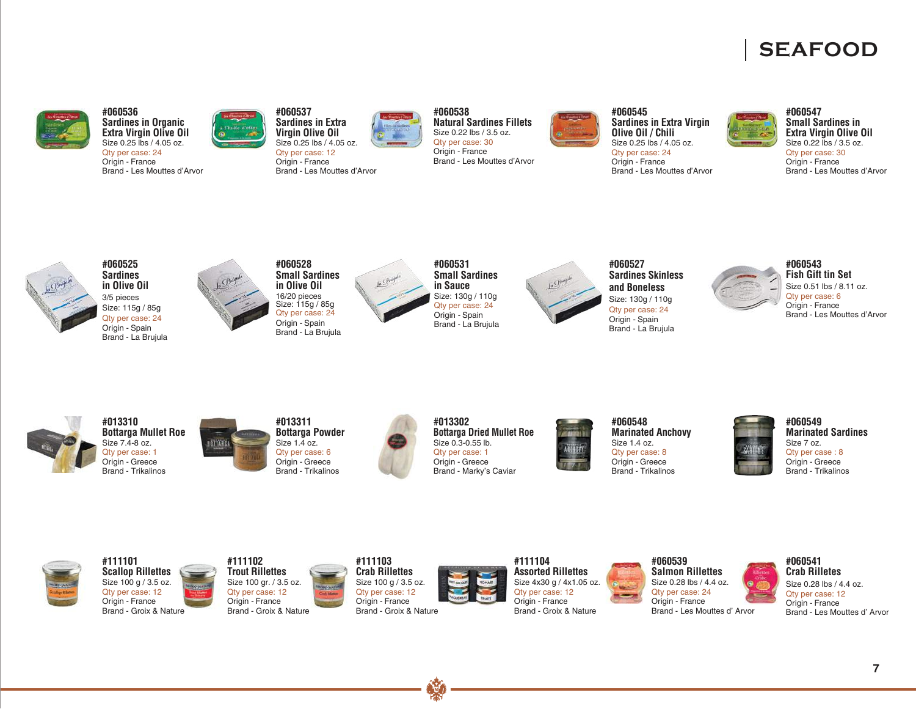# SEAFOOD

**#060536**
**Sardines in Organic Extra Virgin Olive Oil**
Size 0.25 lbs / 4.05 oz.
Qty per case: 24
Origin - France
Brand - Les Mouttes d'Arvor

**#060537**
**Sardines in Extra Virgin Olive Oil**
Size 0.25 lbs / 4.05 oz.
Qty per case: 12
Origin - France
Brand - Les Mouttes d'Arvor

**#060538**
**Natural Sardines Fillets**
Size 0.22 lbs / 3.5 oz.
Qty per case: 30
Origin - France
Brand - Les Mouttes d'Arvor

**#060545**
**Sardines in Extra Virgin Olive Oil / Chili**
Size 0.25 lbs / 4.05 oz.
Qty per case: 24
Origin - France
Brand - Les Mouttes d'Arvor

**#060547**
**Small Sardines in Extra Virgin Olive Oil**
Size 0.22 lbs / 3.5 oz.
Qty per case: 30
Origin - France
Brand - Les Mouttes d'Arvor

**#060525**
**Sardines in Olive Oil**
3/5 pieces
Size: 115g / 85g
Qty per case: 24
Origin - Spain
Brand - La Brujula

**#060528**
**Small Sardines in Olive Oil**
16/20 pieces
Size: 115g / 85g
Qty per case: 24
Origin - Spain
Brand - La Brujula

**#060531**
**Small Sardines in Sauce**
Size: 130g / 110g
Qty per case: 24
Origin - Spain
Brand - La Brujula

**#060527**
**Sardines Skinless and Boneless**
Size: 130g / 110g
Qty per case: 24
Origin - Spain
Brand - La Brujula

**#060543**
**Fish Gift tin Set**
Size 0.51 lbs / 8.11 oz.
Qty per case: 6
Origin - France
Brand - Les Mouttes d'Arvor

**#013310**
**Bottarga Mullet Roe**
Size 7.4-8 oz.
Qty per case: 1
Origin - Greece
Brand - Trikalinos

**#013311**
**Bottarga Powder**
Size 1.4 oz.
Qty per case: 6
Origin - Greece
Brand - Trikalinos

**#013302**
**Bottarga Dried Mullet Roe**
Size 0.3-0.55 lb.
Qty per case: 1
Origin - Greece
Brand - Marky's Caviar

**#060548**
**Marinated Anchovy**
Size 1.4 oz.
Qty per case: 8
Origin - Greece
Brand - Trikalinos

**#060549**
**Marinated Sardines**
Size 7 oz.
Qty per case : 8
Origin - Greece
Brand - Trikalinos

**#111101**
**Scallop Rillettes**
Size 100 g / 3.5 oz.
Qty per case: 12
Origin - France
Brand - Groix & Nature

**#111102**
**Trout Rillettes**
Size 100 gr. / 3.5 oz.
Qty per case: 12
Origin - France
Brand - Groix & Nature

**#111103**
**Crab Rillettes**
Size 100 g / 3.5 oz.
Qty per case: 12
Origin - France
Brand - Groix & Nature

**#111104**
**Assorted Rillettes**
Size 4x30 g / 4x1.05 oz.
Qty per case: 12
Origin - France
Brand - Groix & Nature

**#060539**
**Salmon Rillettes**
Size 0.28 lbs / 4.4 oz.
Qty per case: 24
Origin - France
Brand - Les Mouttes d' Arvor

**#060541**
**Crab Rillettes**
Size 0.28 lbs / 4.4 oz.
Qty per case: 12
Origin - France
Brand - Les Mouttes d' Arvor